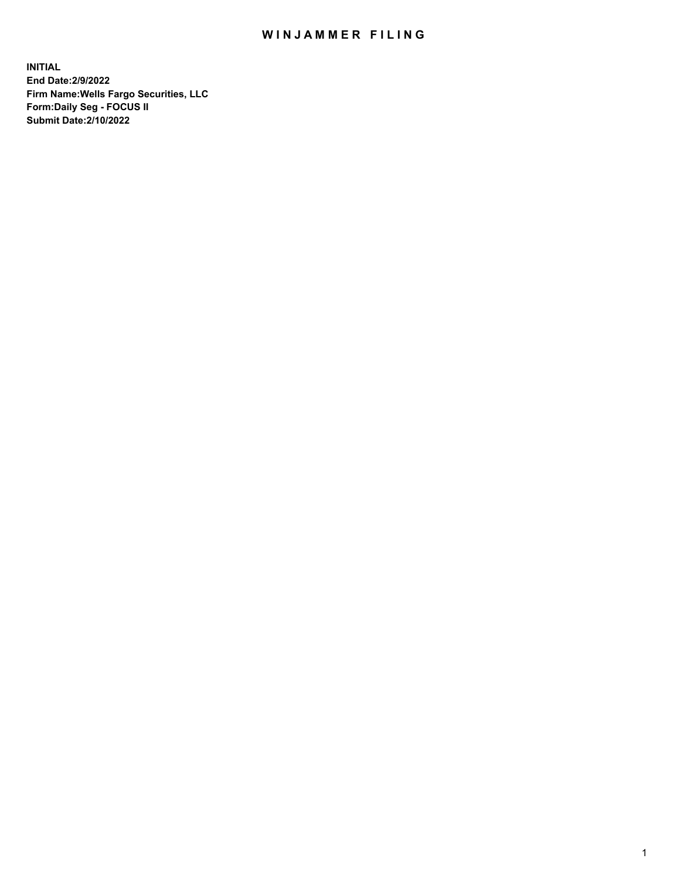# WINJAMMER FILING

**INITIAL**
**End Date:2/9/2022**
**Firm Name:Wells Fargo Securities, LLC**
**Form:Daily Seg - FOCUS II**
**Submit Date:2/10/2022**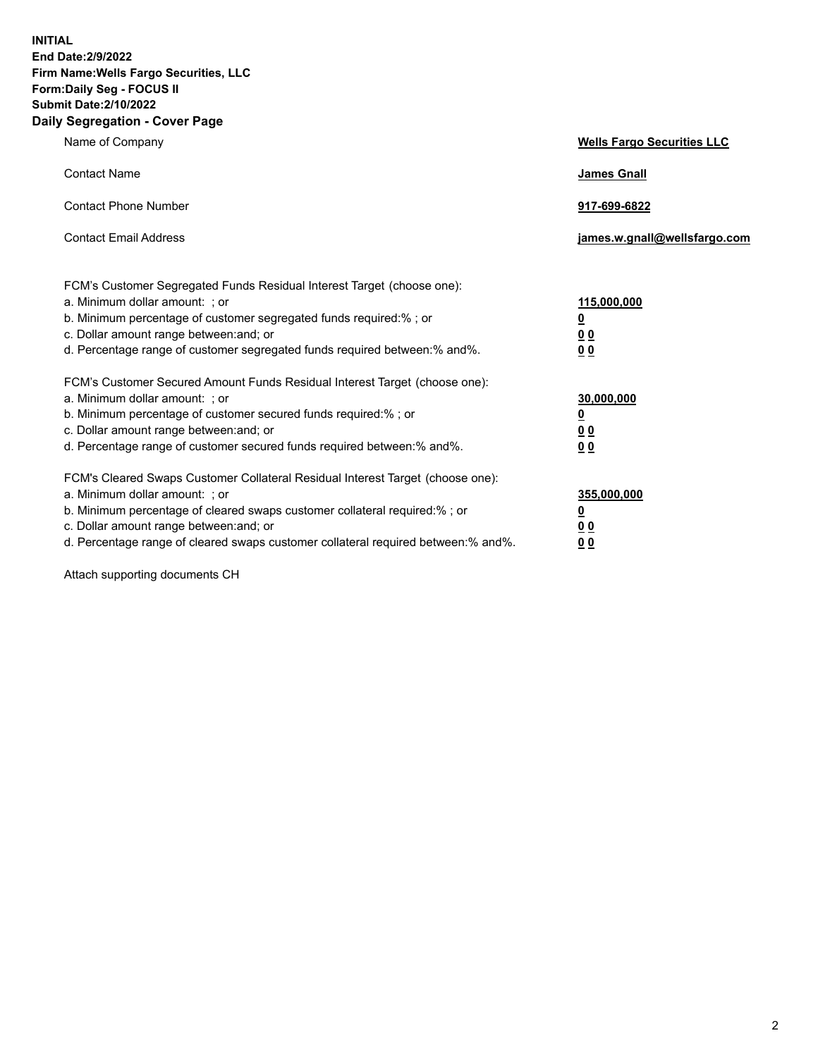**INITIAL**
**End Date:2/9/2022**
**Firm Name:Wells Fargo Securities, LLC**
**Form:Daily Seg - FOCUS II**
**Submit Date:2/10/2022**

## Daily Segregation - Cover Page

| | |
|---|---|
| Name of Company | **Wells Fargo Securities LLC** |
| Contact Name | **James Gnall** |
| Contact Phone Number | **917-699-6822** |
| Contact Email Address | **james.w.gnall@wellsfargo.com** |

| | |
|---|---|
| FCM's Customer Segregated Funds Residual Interest Target (choose one): | |
| a. Minimum dollar amount: ; or | **115,000,000** |
| b. Minimum percentage of customer segregated funds required:% ; or | **0** |
| c. Dollar amount range between:and; or | **0 0** |
| d. Percentage range of customer segregated funds required between:% and%. | **0 0** |
| FCM's Customer Secured Amount Funds Residual Interest Target (choose one): | |
| a. Minimum dollar amount: ; or | **30,000,000** |
| b. Minimum percentage of customer secured funds required:% ; or | **0** |
| c. Dollar amount range between:and; or | **0 0** |
| d. Percentage range of customer secured funds required between:% and%. | **0 0** |
| FCM's Cleared Swaps Customer Collateral Residual Interest Target (choose one): | |
| a. Minimum dollar amount: ; or | **355,000,000** |
| b. Minimum percentage of cleared swaps customer collateral required:% ; or | **0** |
| c. Dollar amount range between:and; or | **0 0** |
| d. Percentage range of cleared swaps customer collateral required between:% and%. | **0 0** |

Attach supporting documents CH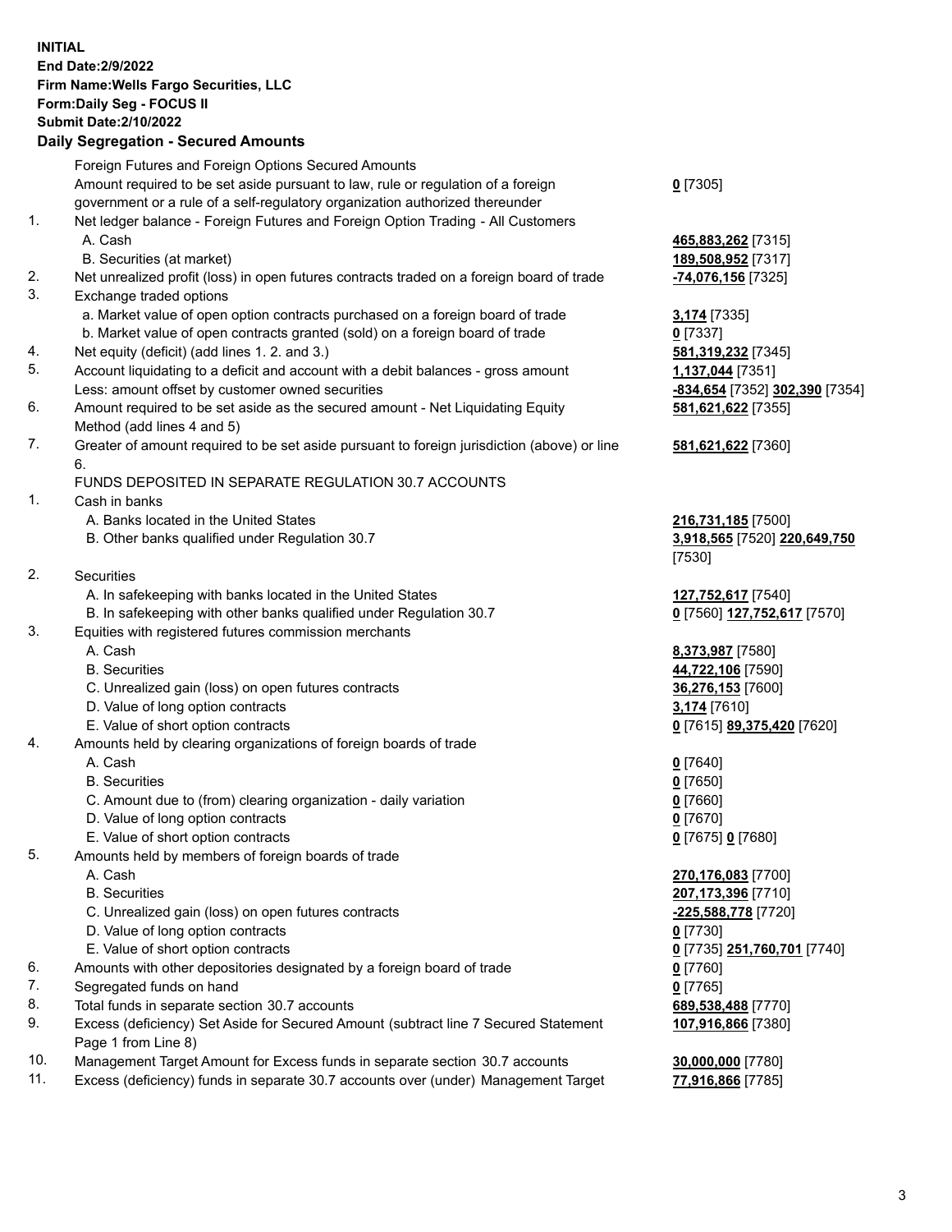**INITIAL**
**End Date:2/9/2022**
**Firm Name:Wells Fargo Securities, LLC**
**Form:Daily Seg - FOCUS II**
**Submit Date:2/10/2022**

## Daily Segregation - Secured Amounts

| | | |
|---|---|---|
| | Foreign Futures and Foreign Options Secured Amounts | |
| | Amount required to be set aside pursuant to law, rule or regulation of a foreign government or a rule of a self-regulatory organization authorized thereunder | **0** [7305] |
| 1. | Net ledger balance - Foreign Futures and Foreign Option Trading - All Customers | |
| | A. Cash | **465,883,262** [7315] |
| | B. Securities (at market) | **189,508,952** [7317] |
| 2. | Net unrealized profit (loss) in open futures contracts traded on a foreign board of trade | **-74,076,156** [7325] |
| 3. | Exchange traded options | |
| | a. Market value of open option contracts purchased on a foreign board of trade | **3,174** [7335] |
| | b. Market value of open contracts granted (sold) on a foreign board of trade | **0** [7337] |
| 4. | Net equity (deficit) (add lines 1. 2. and 3.) | **581,319,232** [7345] |
| 5. | Account liquidating to a deficit and account with a debit balances - gross amount | **1,137,044** [7351] |
| | Less: amount offset by customer owned securities | **-834,654** [7352] **302,390** [7354] |
| 6. | Amount required to be set aside as the secured amount - Net Liquidating Equity Method (add lines 4 and 5) | **581,621,622** [7355] |
| 7. | Greater of amount required to be set aside pursuant to foreign jurisdiction (above) or line 6. | **581,621,622** [7360] |
| | FUNDS DEPOSITED IN SEPARATE REGULATION 30.7 ACCOUNTS | |
| 1. | Cash in banks | |
| | A. Banks located in the United States | **216,731,185** [7500] |
| | B. Other banks qualified under Regulation 30.7 | **3,918,565** [7520] **220,649,750** [7530] |
| 2. | Securities | |
| | A. In safekeeping with banks located in the United States | **127,752,617** [7540] |
| | B. In safekeeping with other banks qualified under Regulation 30.7 | **0** [7560] **127,752,617** [7570] |
| 3. | Equities with registered futures commission merchants | |
| | A. Cash | **8,373,987** [7580] |
| | B. Securities | **44,722,106** [7590] |
| | C. Unrealized gain (loss) on open futures contracts | **36,276,153** [7600] |
| | D. Value of long option contracts | **3,174** [7610] |
| | E. Value of short option contracts | **0** [7615] **89,375,420** [7620] |
| 4. | Amounts held by clearing organizations of foreign boards of trade | |
| | A. Cash | **0** [7640] |
| | B. Securities | **0** [7650] |
| | C. Amount due to (from) clearing organization - daily variation | **0** [7660] |
| | D. Value of long option contracts | **0** [7670] |
| | E. Value of short option contracts | **0** [7675] **0** [7680] |
| 5. | Amounts held by members of foreign boards of trade | |
| | A. Cash | **270,176,083** [7700] |
| | B. Securities | **207,173,396** [7710] |
| | C. Unrealized gain (loss) on open futures contracts | **-225,588,778** [7720] |
| | D. Value of long option contracts | **0** [7730] |
| | E. Value of short option contracts | **0** [7735] **251,760,701** [7740] |
| 6. | Amounts with other depositories designated by a foreign board of trade | **0** [7760] |
| 7. | Segregated funds on hand | **0** [7765] |
| 8. | Total funds in separate section 30.7 accounts | **689,538,488** [7770] |
| 9. | Excess (deficiency) Set Aside for Secured Amount (subtract line 7 Secured Statement Page 1 from Line 8) | **107,916,866** [7380] |
| 10. | Management Target Amount for Excess funds in separate section 30.7 accounts | **30,000,000** [7780] |
| 11. | Excess (deficiency) funds in separate 30.7 accounts over (under) Management Target | **77,916,866** [7785] |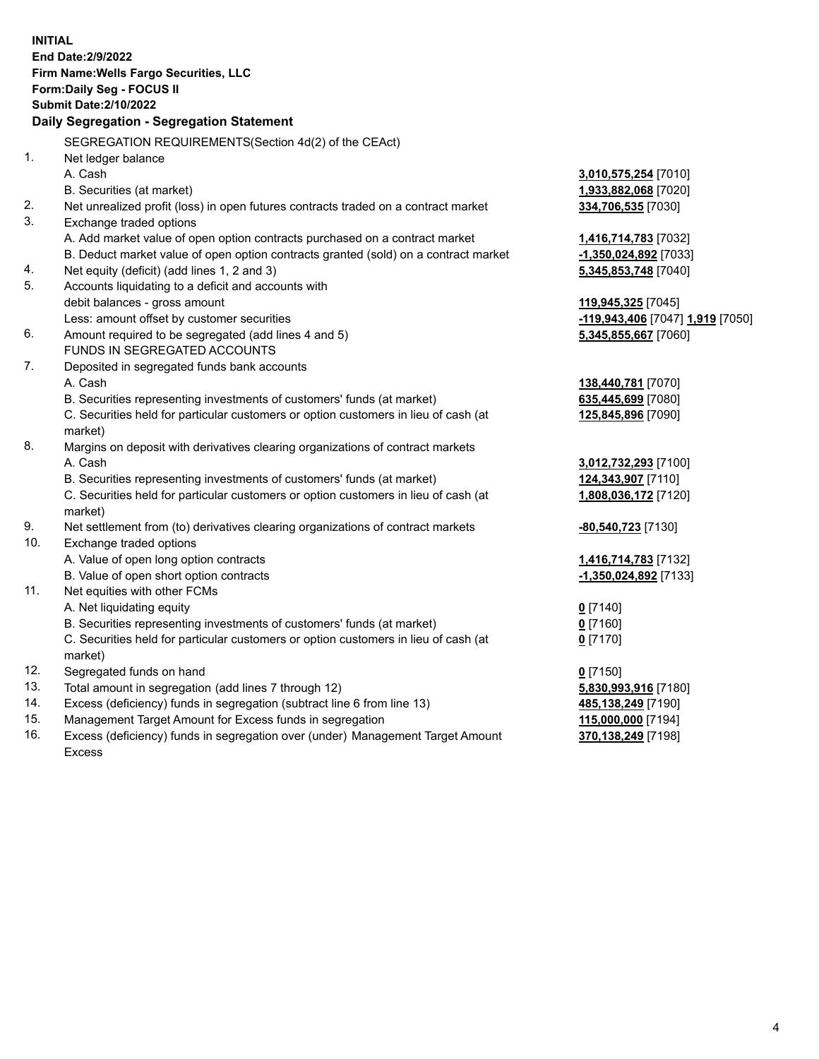**INITIAL**
**End Date:2/9/2022**
**Firm Name:Wells Fargo Securities, LLC**
**Form:Daily Seg - FOCUS II**
**Submit Date:2/10/2022**

## Daily Segregation - Segregation Statement

SEGREGATION REQUIREMENTS(Section 4d(2) of the CEAct)

| | | |
|---|---|---|
| 1. | Net ledger balance | |
| | A. Cash | **3,010,575,254** [7010] |
| | B. Securities (at market) | **1,933,882,068** [7020] |
| 2. | Net unrealized profit (loss) in open futures contracts traded on a contract market | **334,706,535** [7030] |
| 3. | Exchange traded options | |
| | A. Add market value of open option contracts purchased on a contract market | **1,416,714,783** [7032] |
| | B. Deduct market value of open option contracts granted (sold) on a contract market | **-1,350,024,892** [7033] |
| 4. | Net equity (deficit) (add lines 1, 2 and 3) | **5,345,853,748** [7040] |
| 5. | Accounts liquidating to a deficit and accounts with debit balances - gross amount | **119,945,325** [7045] |
| | Less: amount offset by customer securities | **-119,943,406** [7047] **1,919** [7050] |
| 6. | Amount required to be segregated (add lines 4 and 5) | **5,345,855,667** [7060] |
| | FUNDS IN SEGREGATED ACCOUNTS | |
| 7. | Deposited in segregated funds bank accounts | |
| | A. Cash | **138,440,781** [7070] |
| | B. Securities representing investments of customers' funds (at market) | **635,445,699** [7080] |
| | C. Securities held for particular customers or option customers in lieu of cash (at market) | **125,845,896** [7090] |
| 8. | Margins on deposit with derivatives clearing organizations of contract markets | |
| | A. Cash | **3,012,732,293** [7100] |
| | B. Securities representing investments of customers' funds (at market) | **124,343,907** [7110] |
| | C. Securities held for particular customers or option customers in lieu of cash (at market) | **1,808,036,172** [7120] |
| 9. | Net settlement from (to) derivatives clearing organizations of contract markets | **-80,540,723** [7130] |
| 10. | Exchange traded options | |
| | A. Value of open long option contracts | **1,416,714,783** [7132] |
| | B. Value of open short option contracts | **-1,350,024,892** [7133] |
| 11. | Net equities with other FCMs | |
| | A. Net liquidating equity | **0** [7140] |
| | B. Securities representing investments of customers' funds (at market) | **0** [7160] |
| | C. Securities held for particular customers or option customers in lieu of cash (at market) | **0** [7170] |
| 12. | Segregated funds on hand | **0** [7150] |
| 13. | Total amount in segregation (add lines 7 through 12) | **5,830,993,916** [7180] |
| 14. | Excess (deficiency) funds in segregation (subtract line 6 from line 13) | **485,138,249** [7190] |
| 15. | Management Target Amount for Excess funds in segregation | **115,000,000** [7194] |
| 16. | Excess (deficiency) funds in segregation over (under) Management Target Amount Excess | **370,138,249** [7198] |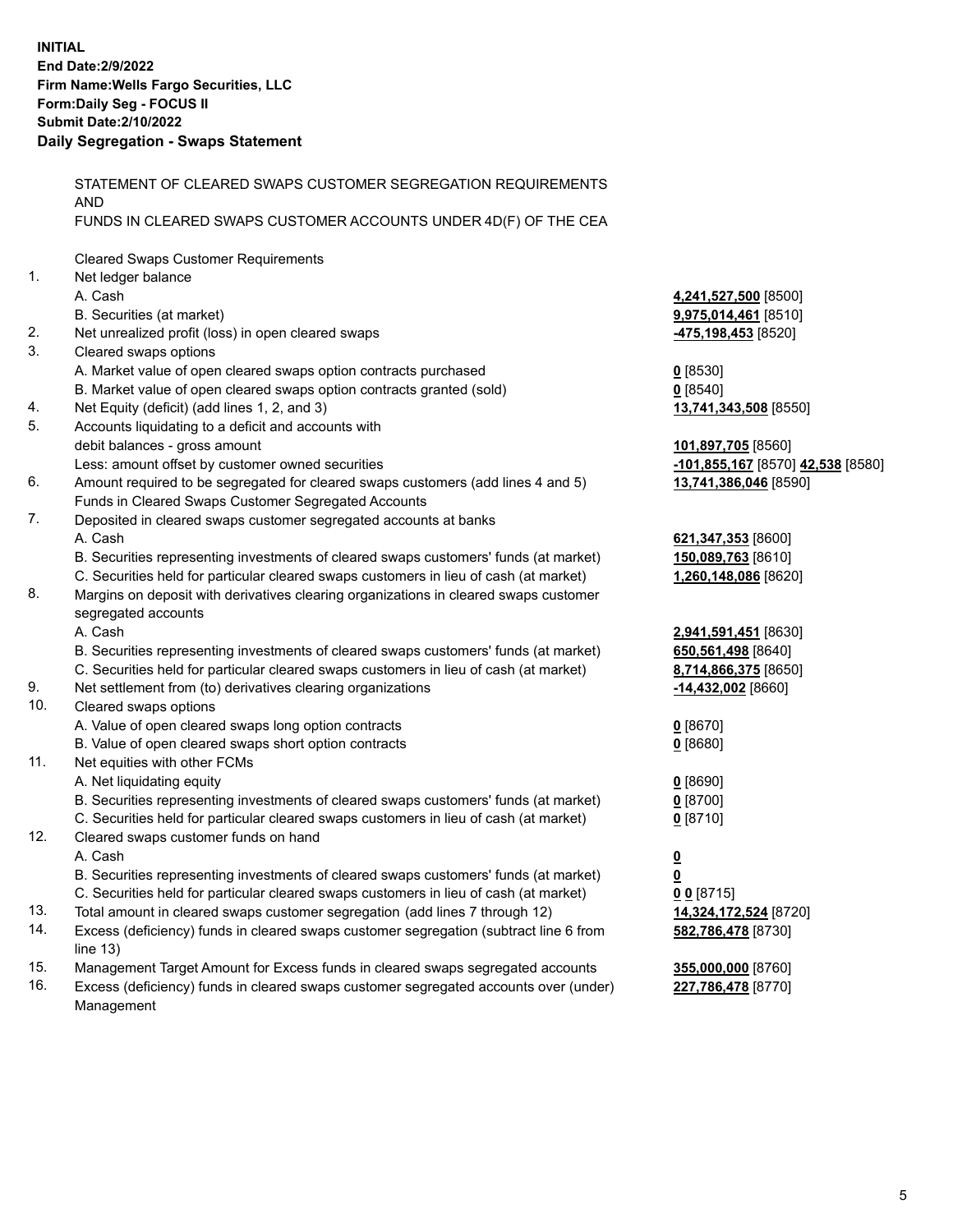**INITIAL**
**End Date:2/9/2022**
**Firm Name:Wells Fargo Securities, LLC**
**Form:Daily Seg - FOCUS II**
**Submit Date:2/10/2022**
**Daily Segregation - Swaps Statement**

STATEMENT OF CLEARED SWAPS CUSTOMER SEGREGATION REQUIREMENTS AND
FUNDS IN CLEARED SWAPS CUSTOMER ACCOUNTS UNDER 4D(F) OF THE CEA

| | | |
|---|---|---|
| | Cleared Swaps Customer Requirements | |
| 1. | Net ledger balance | |
| | A. Cash | **4,241,527,500** [8500] |
| | B. Securities (at market) | **9,975,014,461** [8510] |
| 2. | Net unrealized profit (loss) in open cleared swaps | **-475,198,453** [8520] |
| 3. | Cleared swaps options | |
| | A. Market value of open cleared swaps option contracts purchased | **0** [8530] |
| | B. Market value of open cleared swaps option contracts granted (sold) | **0** [8540] |
| 4. | Net Equity (deficit) (add lines 1, 2, and 3) | **13,741,343,508** [8550] |
| 5. | Accounts liquidating to a deficit and accounts with debit balances - gross amount | **101,897,705** [8560] |
| | Less: amount offset by customer owned securities | **-101,855,167** [8570] **42,538** [8580] |
| 6. | Amount required to be segregated for cleared swaps customers (add lines 4 and 5) | **13,741,386,046** [8590] |
| | Funds in Cleared Swaps Customer Segregated Accounts | |
| 7. | Deposited in cleared swaps customer segregated accounts at banks | |
| | A. Cash | **621,347,353** [8600] |
| | B. Securities representing investments of cleared swaps customers' funds (at market) | **150,089,763** [8610] |
| | C. Securities held for particular cleared swaps customers in lieu of cash (at market) | **1,260,148,086** [8620] |
| 8. | Margins on deposit with derivatives clearing organizations in cleared swaps customer segregated accounts | |
| | A. Cash | **2,941,591,451** [8630] |
| | B. Securities representing investments of cleared swaps customers' funds (at market) | **650,561,498** [8640] |
| | C. Securities held for particular cleared swaps customers in lieu of cash (at market) | **8,714,866,375** [8650] |
| 9. | Net settlement from (to) derivatives clearing organizations | **-14,432,002** [8660] |
| 10. | Cleared swaps options | |
| | A. Value of open cleared swaps long option contracts | **0** [8670] |
| | B. Value of open cleared swaps short option contracts | **0** [8680] |
| 11. | Net equities with other FCMs | |
| | A. Net liquidating equity | **0** [8690] |
| | B. Securities representing investments of cleared swaps customers' funds (at market) | **0** [8700] |
| | C. Securities held for particular cleared swaps customers in lieu of cash (at market) | **0** [8710] |
| 12. | Cleared swaps customer funds on hand | |
| | A. Cash | **0** |
| | B. Securities representing investments of cleared swaps customers' funds (at market) | **0** |
| | C. Securities held for particular cleared swaps customers in lieu of cash (at market) | **0** **0** [8715] |
| 13. | Total amount in cleared swaps customer segregation (add lines 7 through 12) | **14,324,172,524** [8720] |
| 14. | Excess (deficiency) funds in cleared swaps customer segregation (subtract line 6 from line 13) | **582,786,478** [8730] |
| 15. | Management Target Amount for Excess funds in cleared swaps segregated accounts | **355,000,000** [8760] |
| 16. | Excess (deficiency) funds in cleared swaps customer segregated accounts over (under) Management | **227,786,478** [8770] |